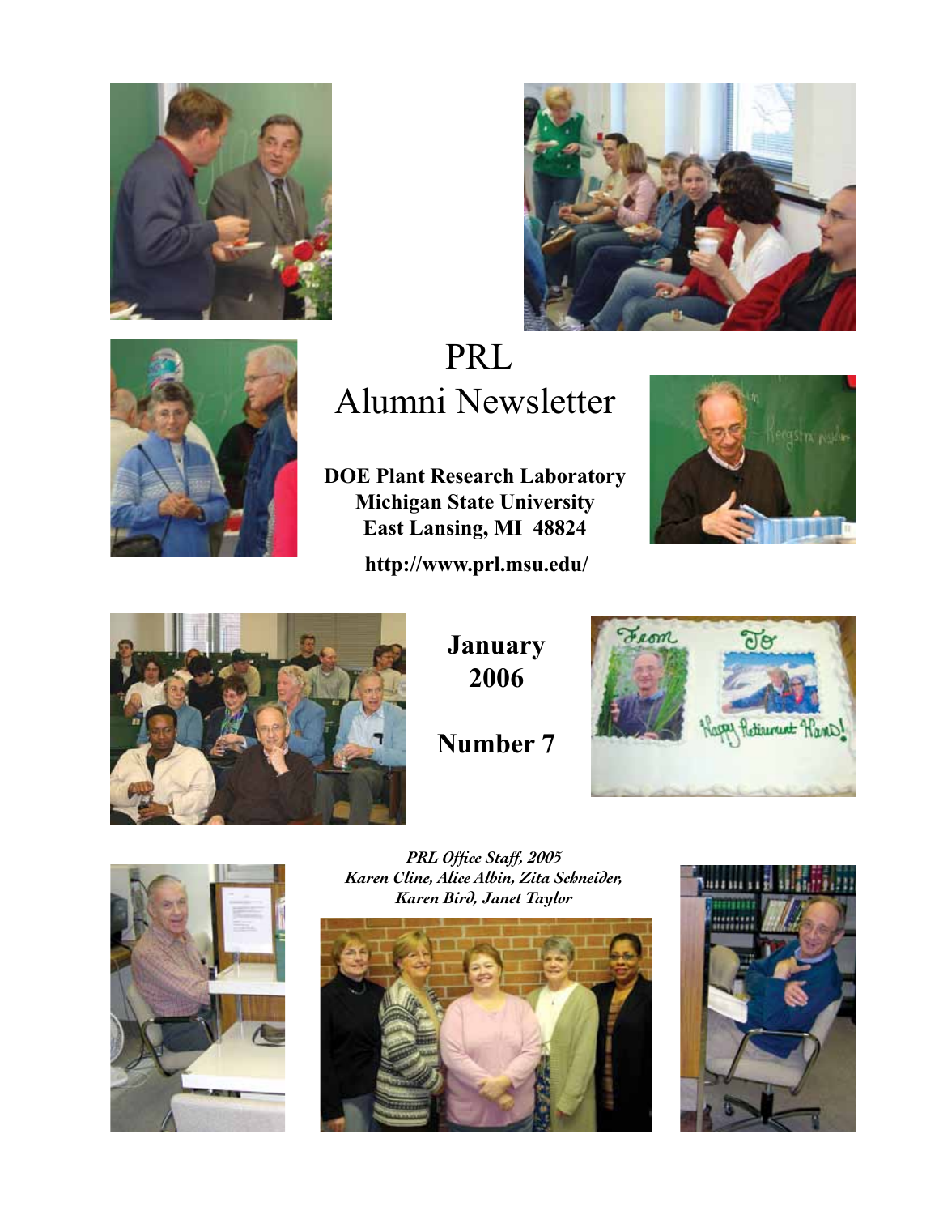# PRL Alumni Newsletter

**DOE Plant Research Laboratory**
**Michigan State University**
**East Lansing, MI 48824**

**http://www.prl.msu.edu/**

**January 2006**

**Number 7**

*PRL Office Staff, 2005*
*Karen Cline, Alice Albin, Zita Schneider, Karen Bird, Janet Taylor*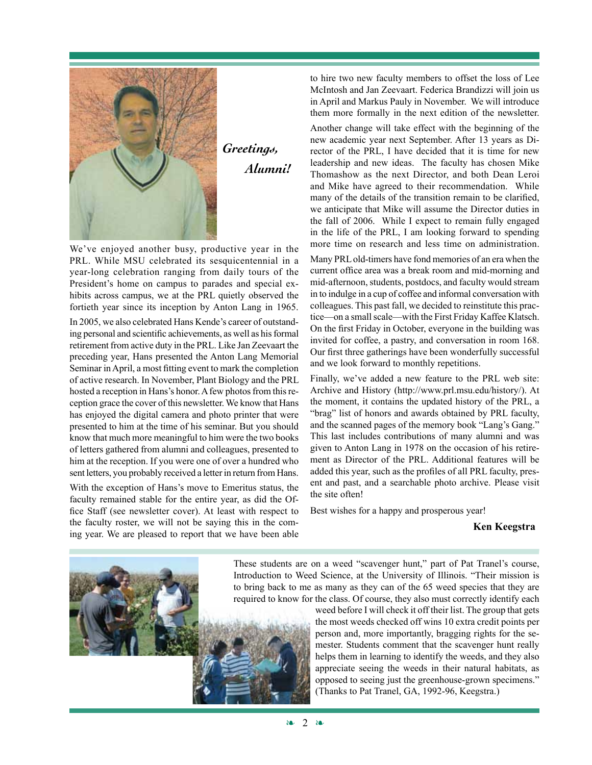*Greetings, Alumni!*

We've enjoyed another busy, productive year in the PRL. While MSU celebrated its sesquicentennial in a year-long celebration ranging from daily tours of the President's home on campus to parades and special exhibits across campus, we at the PRL quietly observed the fortieth year since its inception by Anton Lang in 1965.

In 2005, we also celebrated Hans Kende's career of outstanding personal and scientific achievements, as well as his formal retirement from active duty in the PRL. Like Jan Zeevaart the preceding year, Hans presented the Anton Lang Memorial Seminar in April, a most fitting event to mark the completion of active research. In November, Plant Biology and the PRL hosted a reception in Hans's honor. A few photos from this reception grace the cover of this newsletter. We know that Hans has enjoyed the digital camera and photo printer that were presented to him at the time of his seminar. But you should know that much more meaningful to him were the two books of letters gathered from alumni and colleagues, presented to him at the reception. If you were one of over a hundred who sent letters, you probably received a letter in return from Hans.

With the exception of Hans's move to Emeritus status, the faculty remained stable for the entire year, as did the Office Staff (see newsletter cover). At least with respect to the faculty roster, we will not be saying this in the coming year. We are pleased to report that we have been able to hire two new faculty members to offset the loss of Lee McIntosh and Jan Zeevaart. Federica Brandizzi will join us in April and Markus Pauly in November. We will introduce them more formally in the next edition of the newsletter.

Another change will take effect with the beginning of the new academic year next September. After 13 years as Director of the PRL, I have decided that it is time for new leadership and new ideas. The faculty has chosen Mike Thomashow as the next Director, and both Dean Leroi and Mike have agreed to their recommendation. While many of the details of the transition remain to be clarified, we anticipate that Mike will assume the Director duties in the fall of 2006. While I expect to remain fully engaged in the life of the PRL, I am looking forward to spending more time on research and less time on administration.

Many PRL old-timers have fond memories of an era when the current office area was a break room and mid-morning and mid-afternoon, students, postdocs, and faculty would stream in to indulge in a cup of coffee and informal conversation with colleagues. This past fall, we decided to reinstitute this practice—on a small scale—with the First Friday Kaffee Klatsch. On the first Friday in October, everyone in the building was invited for coffee, a pastry, and conversation in room 168. Our first three gatherings have been wonderfully successful and we look forward to monthly repetitions.

Finally, we've added a new feature to the PRL web site: Archive and History (http://www.prl.msu.edu/history/). At the moment, it contains the updated history of the PRL, a "brag" list of honors and awards obtained by PRL faculty, and the scanned pages of the memory book "Lang's Gang." This last includes contributions of many alumni and was given to Anton Lang in 1978 on the occasion of his retirement as Director of the PRL. Additional features will be added this year, such as the profiles of all PRL faculty, present and past, and a searchable photo archive. Please visit the site often!

Best wishes for a happy and prosperous year!

**Ken Keegstra**

---

These students are on a weed "scavenger hunt," part of Pat Tranel's course, Introduction to Weed Science, at the University of Illinois. "Their mission is to bring back to me as many as they can of the 65 weed species that they are required to know for the class. Of course, they also must correctly identify each weed before I will check it off their list. The group that gets the most weeds checked off wins 10 extra credit points per person and, more importantly, bragging rights for the semester. Students comment that the scavenger hunt really helps them in learning to identify the weeds, and they also appreciate seeing the weeds in their natural habitats, as opposed to seeing just the greenhouse-grown specimens." (Thanks to Pat Tranel, GA, 1992-96, Keegstra.)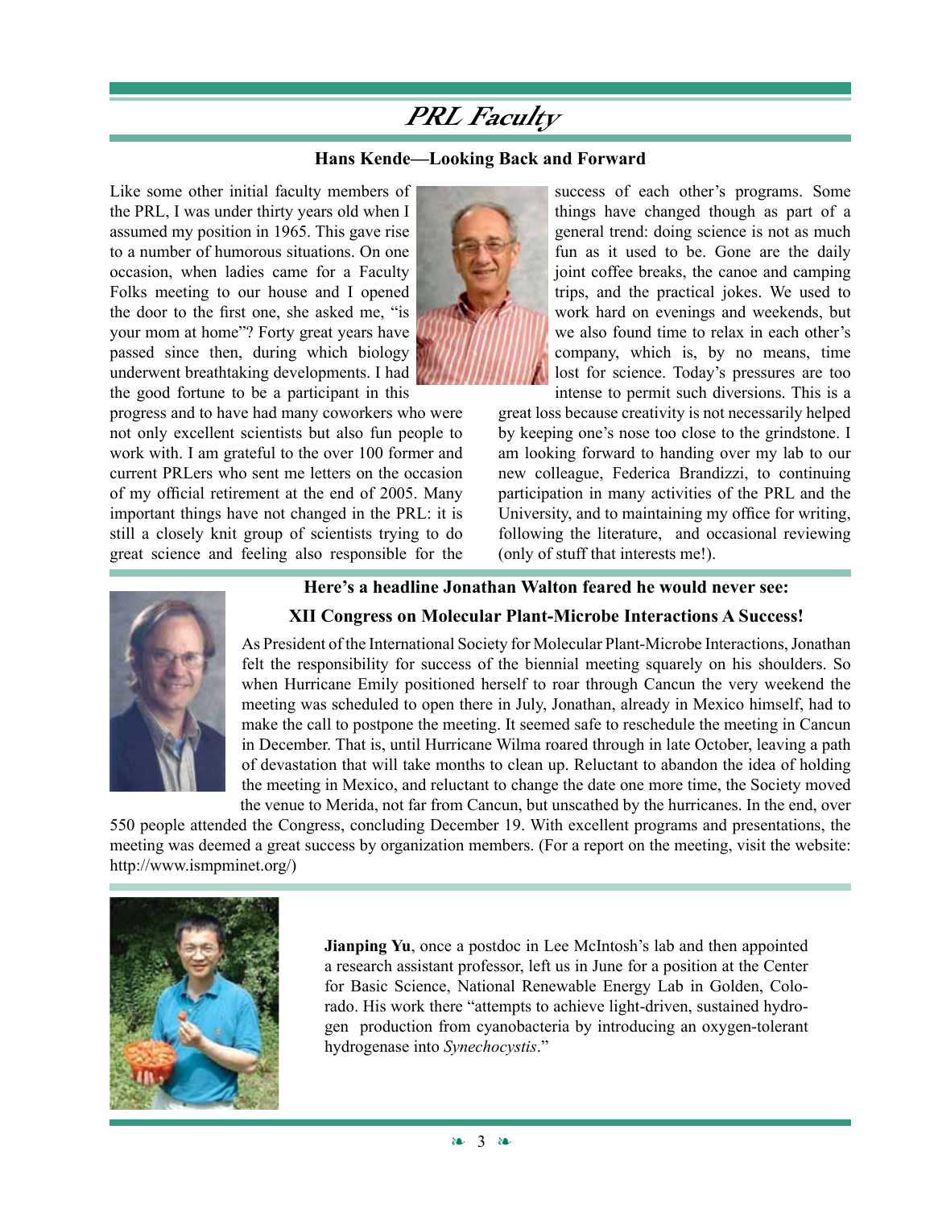# PRL Faculty

### Hans Kende—Looking Back and Forward

Like some other initial faculty members of the PRL, I was under thirty years old when I assumed my position in 1965. This gave rise to a number of humorous situations. On one occasion, when ladies came for a Faculty Folks meeting to our house and I opened the door to the first one, she asked me, "is your mom at home"? Forty great years have passed since then, during which biology underwent breathtaking developments. I had the good fortune to be a participant in this progress and to have had many coworkers who were not only excellent scientists but also fun people to work with. I am grateful to the over 100 former and current PRLers who sent me letters on the occasion of my official retirement at the end of 2005. Many important things have not changed in the PRL: it is still a closely knit group of scientists trying to do great science and feeling also responsible for the success of each other's programs. Some things have changed though as part of a general trend: doing science is not as much fun as it used to be. Gone are the daily joint coffee breaks, the canoe and camping trips, and the practical jokes. We used to work hard on evenings and weekends, but we also found time to relax in each other's company, which is, by no means, time lost for science. Today's pressures are too intense to permit such diversions. This is a great loss because creativity is not necessarily helped by keeping one's nose too close to the grindstone. I am looking forward to handing over my lab to our new colleague, Federica Brandizzi, to continuing participation in many activities of the PRL and the University, and to maintaining my office for writing, following the literature, and occasional reviewing (only of stuff that interests me!).

### Here's a headline Jonathan Walton feared he would never see:

### XII Congress on Molecular Plant-Microbe Interactions A Success!

As President of the International Society for Molecular Plant-Microbe Interactions, Jonathan felt the responsibility for success of the biennial meeting squarely on his shoulders. So when Hurricane Emily positioned herself to roar through Cancun the very weekend the meeting was scheduled to open there in July, Jonathan, already in Mexico himself, had to make the call to postpone the meeting. It seemed safe to reschedule the meeting in Cancun in December. That is, until Hurricane Wilma roared through in late October, leaving a path of devastation that will take months to clean up. Reluctant to abandon the idea of holding the meeting in Mexico, and reluctant to change the date one more time, the Society moved the venue to Merida, not far from Cancun, but unscathed by the hurricanes. In the end, over 550 people attended the Congress, concluding December 19. With excellent programs and presentations, the meeting was deemed a great success by organization members. (For a report on the meeting, visit the website: http://www.ismpminet.org/)

**Jianping Yu**, once a postdoc in Lee McIntosh's lab and then appointed a research assistant professor, left us in June for a position at the Center for Basic Science, National Renewable Energy Lab in Golden, Colorado. His work there "attempts to achieve light-driven, sustained hydrogen production from cyanobacteria by introducing an oxygen-tolerant hydrogenase into *Synechocystis*."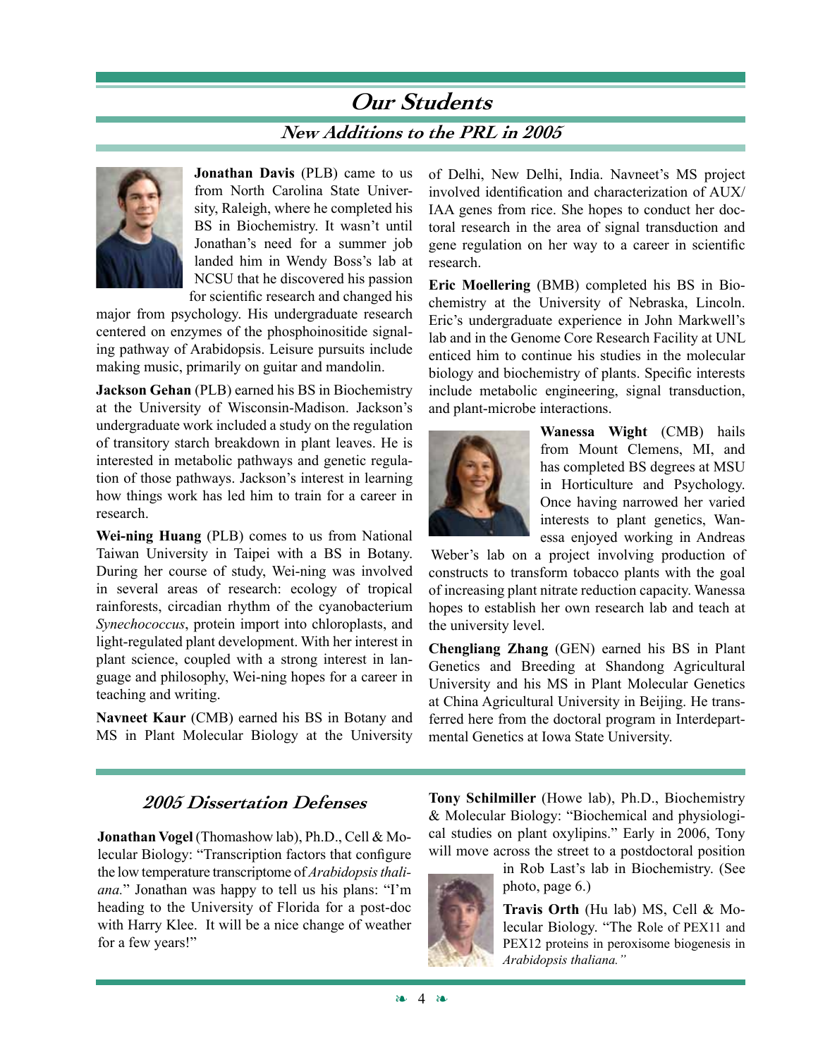# Our Students

## New Additions to the PRL in 2005

**Jonathan Davis** (PLB) came to us from North Carolina State University, Raleigh, where he completed his BS in Biochemistry. It wasn't until Jonathan's need for a summer job landed him in Wendy Boss's lab at NCSU that he discovered his passion for scientific research and changed his major from psychology. His undergraduate research centered on enzymes of the phosphoinositide signaling pathway of Arabidopsis. Leisure pursuits include making music, primarily on guitar and mandolin.

**Jackson Gehan** (PLB) earned his BS in Biochemistry at the University of Wisconsin-Madison. Jackson's undergraduate work included a study on the regulation of transitory starch breakdown in plant leaves. He is interested in metabolic pathways and genetic regulation of those pathways. Jackson's interest in learning how things work has led him to train for a career in research.

**Wei-ning Huang** (PLB) comes to us from National Taiwan University in Taipei with a BS in Botany. During her course of study, Wei-ning was involved in several areas of research: ecology of tropical rainforests, circadian rhythm of the cyanobacterium *Synechococcus*, protein import into chloroplasts, and light-regulated plant development. With her interest in plant science, coupled with a strong interest in language and philosophy, Wei-ning hopes for a career in teaching and writing.

**Navneet Kaur** (CMB) earned his BS in Botany and MS in Plant Molecular Biology at the University of Delhi, New Delhi, India. Navneet's MS project involved identification and characterization of AUX/IAA genes from rice. She hopes to conduct her doctoral research in the area of signal transduction and gene regulation on her way to a career in scientific research.

**Eric Moellering** (BMB) completed his BS in Biochemistry at the University of Nebraska, Lincoln. Eric's undergraduate experience in John Markwell's lab and in the Genome Core Research Facility at UNL enticed him to continue his studies in the molecular biology and biochemistry of plants. Specific interests include metabolic engineering, signal transduction, and plant-microbe interactions.

**Wanessa Wight** (CMB) hails from Mount Clemens, MI, and has completed BS degrees at MSU in Horticulture and Psychology. Once having narrowed her varied interests to plant genetics, Wanessa enjoyed working in Andreas Weber's lab on a project involving production of constructs to transform tobacco plants with the goal of increasing plant nitrate reduction capacity. Wanessa hopes to establish her own research lab and teach at the university level.

**Chengliang Zhang** (GEN) earned his BS in Plant Genetics and Breeding at Shandong Agricultural University and his MS in Plant Molecular Genetics at China Agricultural University in Beijing. He transferred here from the doctoral program in Interdepartmental Genetics at Iowa State University.

## 2005 Dissertation Defenses

**Jonathan Vogel** (Thomashow lab), Ph.D., Cell & Molecular Biology: "Transcription factors that configure the low temperature transcriptome of *Arabidopsis thaliana.*" Jonathan was happy to tell us his plans: "I'm heading to the University of Florida for a post-doc with Harry Klee. It will be a nice change of weather for a few years!"

**Tony Schilmiller** (Howe lab), Ph.D., Biochemistry & Molecular Biology: "Biochemical and physiological studies on plant oxylipins." Early in 2006, Tony will move across the street to a postdoctoral position in Rob Last's lab in Biochemistry. (See photo, page 6.)

**Travis Orth** (Hu lab) MS, Cell & Molecular Biology. "The Role of PEX11 and PEX12 proteins in peroxisome biogenesis in *Arabidopsis thaliana."*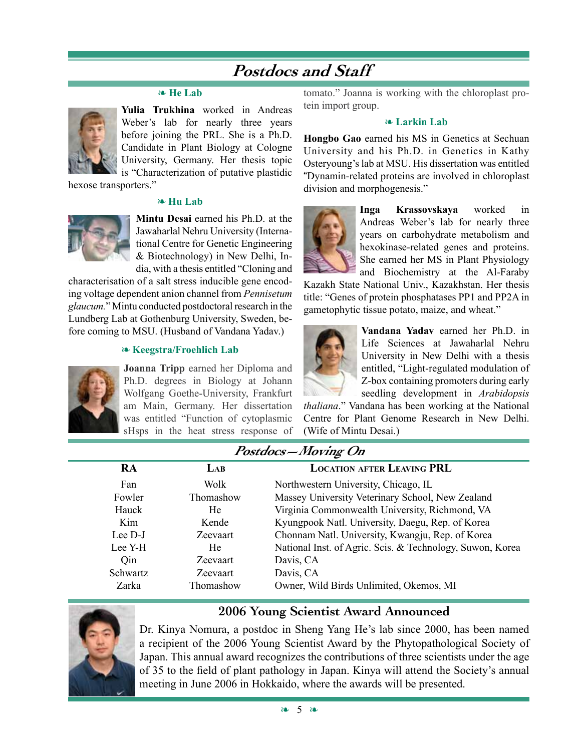# Postdocs and Staff

### ❧ He Lab

**Yulia Trukhina** worked in Andreas Weber's lab for nearly three years before joining the PRL. She is a Ph.D. Candidate in Plant Biology at Cologne University, Germany. Her thesis topic is "Characterization of putative plastidic hexose transporters."

### ❧ Hu Lab

**Mintu Desai** earned his Ph.D. at the Jawaharlal Nehru University (International Centre for Genetic Engineering & Biotechnology) in New Delhi, India, with a thesis entitled "Cloning and characterisation of a salt stress inducible gene encoding voltage dependent anion channel from *Pennisetum glaucum.*" Mintu conducted postdoctoral research in the Lundberg Lab at Gothenburg University, Sweden, before coming to MSU. (Husband of Vandana Yadav.)

### ❧ Keegstra/Froehlich Lab

**Joanna Tripp** earned her Diploma and Ph.D. degrees in Biology at Johann Wolfgang Goethe-University, Frankfurt am Main, Germany. Her dissertation was entitled "Function of cytoplasmic sHsps in the heat stress response of tomato." Joanna is working with the chloroplast protein import group.

### ❧ Larkin Lab

**Hongbo Gao** earned his MS in Genetics at Sechuan University and his Ph.D. in Genetics in Kathy Osteryoung's lab at MSU. His dissertation was entitled "Dynamin-related proteins are involved in chloroplast division and morphogenesis."

**Inga Krassovskaya** worked in Andreas Weber's lab for nearly three years on carbohydrate metabolism and hexokinase-related genes and proteins. She earned her MS in Plant Physiology and Biochemistry at the Al-Faraby Kazakh State National Univ., Kazakhstan. Her thesis title: "Genes of protein phosphatases PP1 and PP2A in gametophytic tissue potato, maize, and wheat."

**Vandana Yadav** earned her Ph.D. in Life Sciences at Jawaharlal Nehru University in New Delhi with a thesis entitled, "Light-regulated modulation of Z-box containing promoters during early seedling development in *Arabidopsis thaliana*." Vandana has been working at the National Centre for Plant Genome Research in New Delhi. (Wife of Mintu Desai.)

## Postdocs—Moving On

| RA | Lab | Location after Leaving PRL |
|---|---|---|
| Fan | Wolk | Northwestern University, Chicago, IL |
| Fowler | Thomashow | Massey University Veterinary School, New Zealand |
| Hauck | He | Virginia Commonwealth University, Richmond, VA |
| Kim | Kende | Kyungpook Natl. University, Daegu, Rep. of Korea |
| Lee D-J | Zeevaart | Chonnam Natl. University, Kwangju, Rep. of Korea |
| Lee Y-H | He | National Inst. of Agric. Scis. & Technology, Suwon, Korea |
| Qin | Zeevaart | Davis, CA |
| Schwartz | Zeevaart | Davis, CA |
| Zarka | Thomashow | Owner, Wild Birds Unlimited, Okemos, MI |

## 2006 Young Scientist Award Announced

Dr. Kinya Nomura, a postdoc in Sheng Yang He's lab since 2000, has been named a recipient of the 2006 Young Scientist Award by the Phytopathological Society of Japan. This annual award recognizes the contributions of three scientists under the age of 35 to the field of plant pathology in Japan. Kinya will attend the Society's annual meeting in June 2006 in Hokkaido, where the awards will be presented.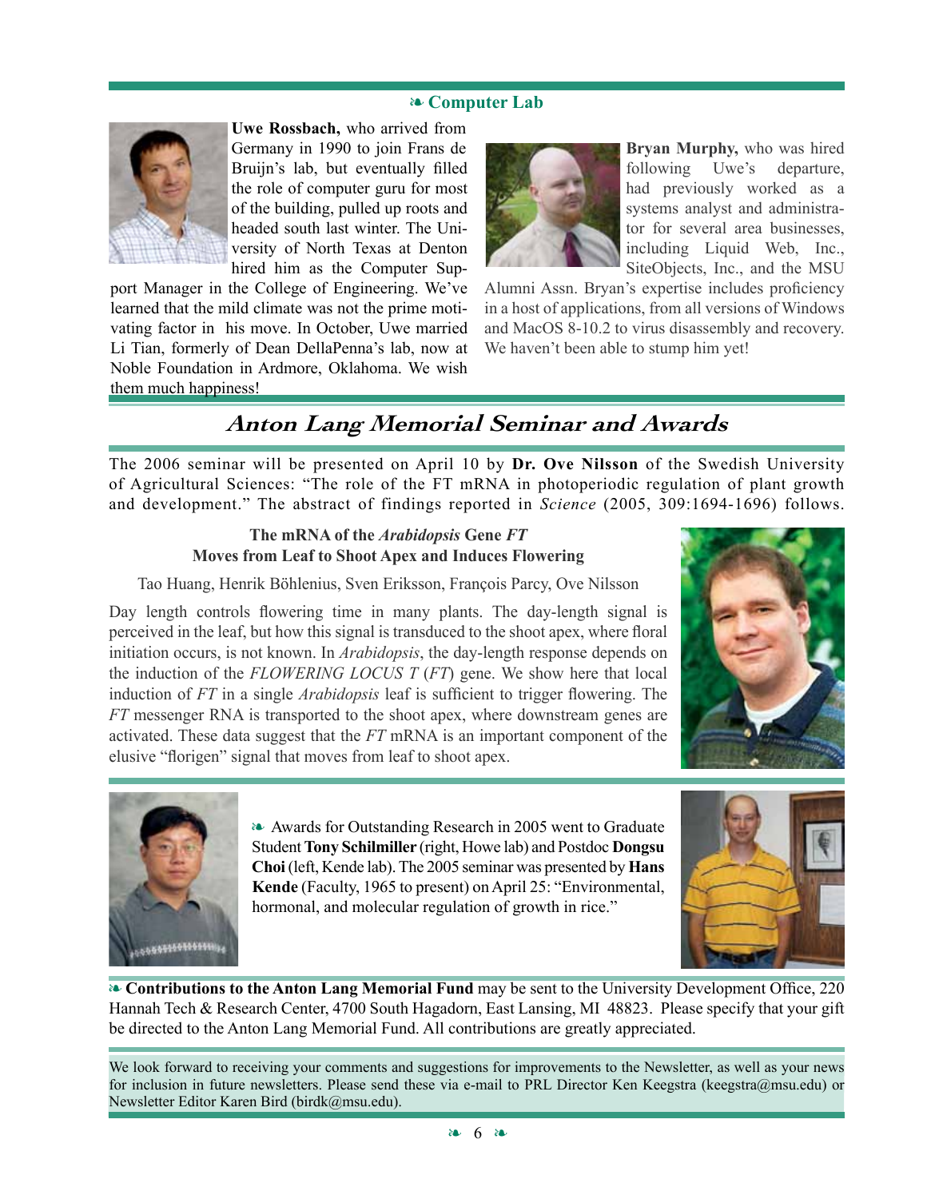## ❧ Computer Lab

**Uwe Rossbach,** who arrived from Germany in 1990 to join Frans de Bruijn's lab, but eventually filled the role of computer guru for most of the building, pulled up roots and headed south last winter. The University of North Texas at Denton hired him as the Computer Support Manager in the College of Engineering. We've learned that the mild climate was not the prime motivating factor in his move. In October, Uwe married Li Tian, formerly of Dean DellaPenna's lab, now at Noble Foundation in Ardmore, Oklahoma. We wish them much happiness!

**Bryan Murphy,** who was hired following Uwe's departure, had previously worked as a systems analyst and administrator for several area businesses, including Liquid Web, Inc., SiteObjects, Inc., and the MSU Alumni Assn. Bryan's expertise includes proficiency in a host of applications, from all versions of Windows and MacOS 8-10.2 to virus disassembly and recovery. We haven't been able to stump him yet!

# *Anton Lang Memorial Seminar and Awards*

The 2006 seminar will be presented on April 10 by **Dr. Ove Nilsson** of the Swedish University of Agricultural Sciences: "The role of the FT mRNA in photoperiodic regulation of plant growth and development." The abstract of findings reported in *Science* (2005, 309:1694-1696) follows.

### The mRNA of the *Arabidopsis* Gene *FT* Moves from Leaf to Shoot Apex and Induces Flowering

Tao Huang, Henrik Böhlenius, Sven Eriksson, François Parcy, Ove Nilsson

Day length controls flowering time in many plants. The day-length signal is perceived in the leaf, but how this signal is transduced to the shoot apex, where floral initiation occurs, is not known. In *Arabidopsis*, the day-length response depends on the induction of the *FLOWERING LOCUS T* (*FT*) gene. We show here that local induction of *FT* in a single *Arabidopsis* leaf is sufficient to trigger flowering. The *FT* messenger RNA is transported to the shoot apex, where downstream genes are activated. These data suggest that the *FT* mRNA is an important component of the elusive "florigen" signal that moves from leaf to shoot apex.

❧ Awards for Outstanding Research in 2005 went to Graduate Student **Tony Schilmiller** (right, Howe lab) and Postdoc **Dongsu Choi** (left, Kende lab). The 2005 seminar was presented by **Hans Kende** (Faculty, 1965 to present) on April 25: "Environmental, hormonal, and molecular regulation of growth in rice."

❧ **Contributions to the Anton Lang Memorial Fund** may be sent to the University Development Office, 220 Hannah Tech & Research Center, 4700 South Hagadorn, East Lansing, MI 48823. Please specify that your gift be directed to the Anton Lang Memorial Fund. All contributions are greatly appreciated.

We look forward to receiving your comments and suggestions for improvements to the Newsletter, as well as your news for inclusion in future newsletters. Please send these via e-mail to PRL Director Ken Keegstra (keegstra@msu.edu) or Newsletter Editor Karen Bird (birdk@msu.edu).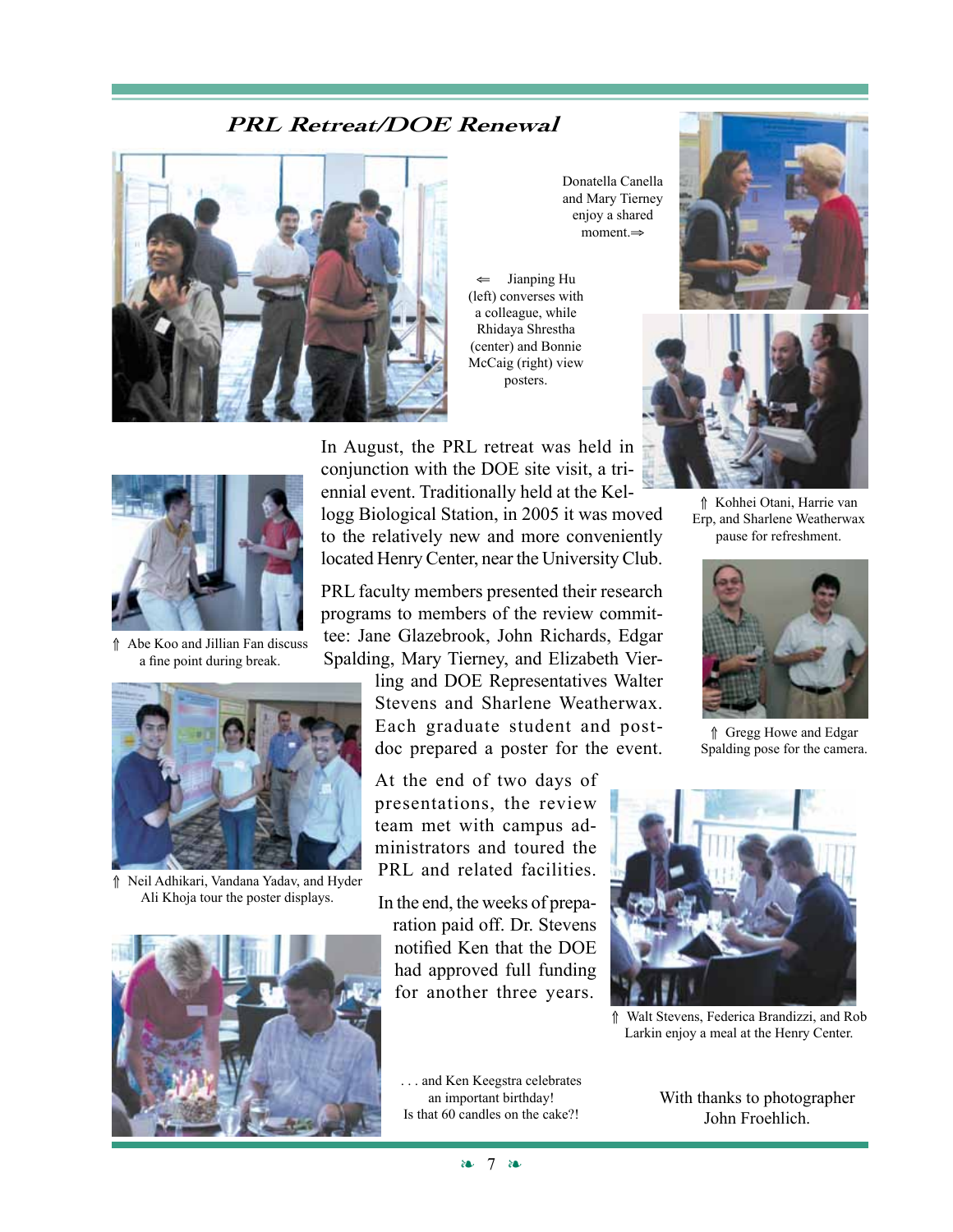## *PRL Retreat/DOE Renewal*

Donatella Canella and Mary Tierney enjoy a shared moment.⇒

⇐ Jianping Hu (left) converses with a colleague, while Rhidaya Shrestha (center) and Bonnie McCaig (right) view posters.

In August, the PRL retreat was held in conjunction with the DOE site visit, a triennial event. Traditionally held at the Kellogg Biological Station, in 2005 it was moved to the relatively new and more conveniently located Henry Center, near the University Club.

PRL faculty members presented their research programs to members of the review committee: Jane Glazebrook, John Richards, Edgar Spalding, Mary Tierney, and Elizabeth Vierling and DOE Representatives Walter Stevens and Sharlene Weatherwax. Each graduate student and postdoc prepared a poster for the event.

At the end of two days of presentations, the review team met with campus administrators and toured the PRL and related facilities.

In the end, the weeks of preparation paid off. Dr. Stevens notified Ken that the DOE had approved full funding for another three years.

⇑ Kohhei Otani, Harrie van Erp, and Sharlene Weatherwax pause for refreshment.

⇑ Abe Koo and Jillian Fan discuss a fine point during break.

⇑ Gregg Howe and Edgar Spalding pose for the camera.

⇑ Neil Adhikari, Vandana Yadav, and Hyder Ali Khoja tour the poster displays.

⇑ Walt Stevens, Federica Brandizzi, and Rob Larkin enjoy a meal at the Henry Center.

. . . and Ken Keegstra celebrates an important birthday! Is that 60 candles on the cake?!

With thanks to photographer John Froehlich.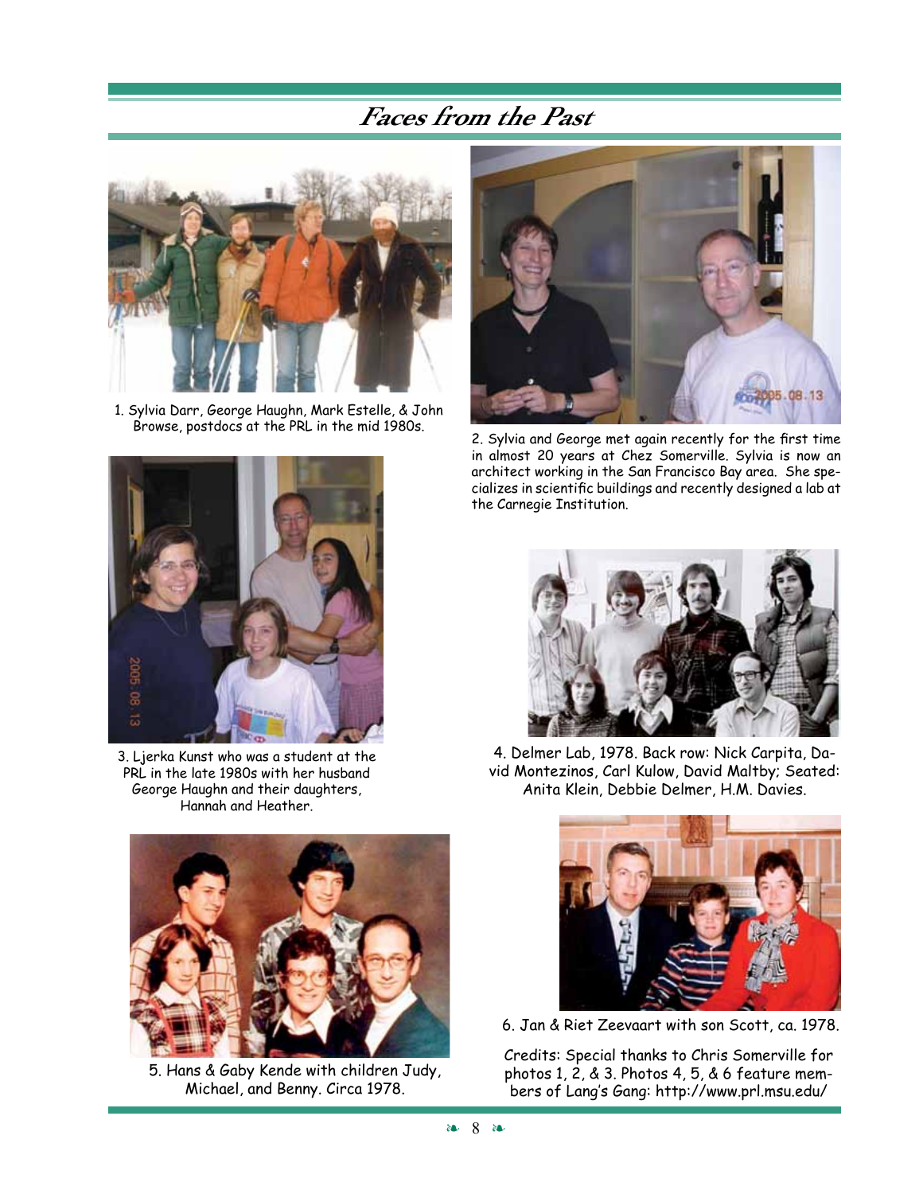# Faces from the Past

1. Sylvia Darr, George Haughn, Mark Estelle, & John Browse, postdocs at the PRL in the mid 1980s.

2. Sylvia and George met again recently for the first time in almost 20 years at Chez Somerville. Sylvia is now an architect working in the San Francisco Bay area. She specializes in scientific buildings and recently designed a lab at the Carnegie Institution.

3. Ljerka Kunst who was a student at the PRL in the late 1980s with her husband George Haughn and their daughters, Hannah and Heather.

4. Delmer Lab, 1978. Back row: Nick Carpita, David Montezinos, Carl Kulow, David Maltby; Seated: Anita Klein, Debbie Delmer, H.M. Davies.

5. Hans & Gaby Kende with children Judy, Michael, and Benny. Circa 1978.

6. Jan & Riet Zeevaart with son Scott, ca. 1978.

Credits: Special thanks to Chris Somerville for photos 1, 2, & 3. Photos 4, 5, & 6 feature members of Lang's Gang: http://www.prl.msu.edu/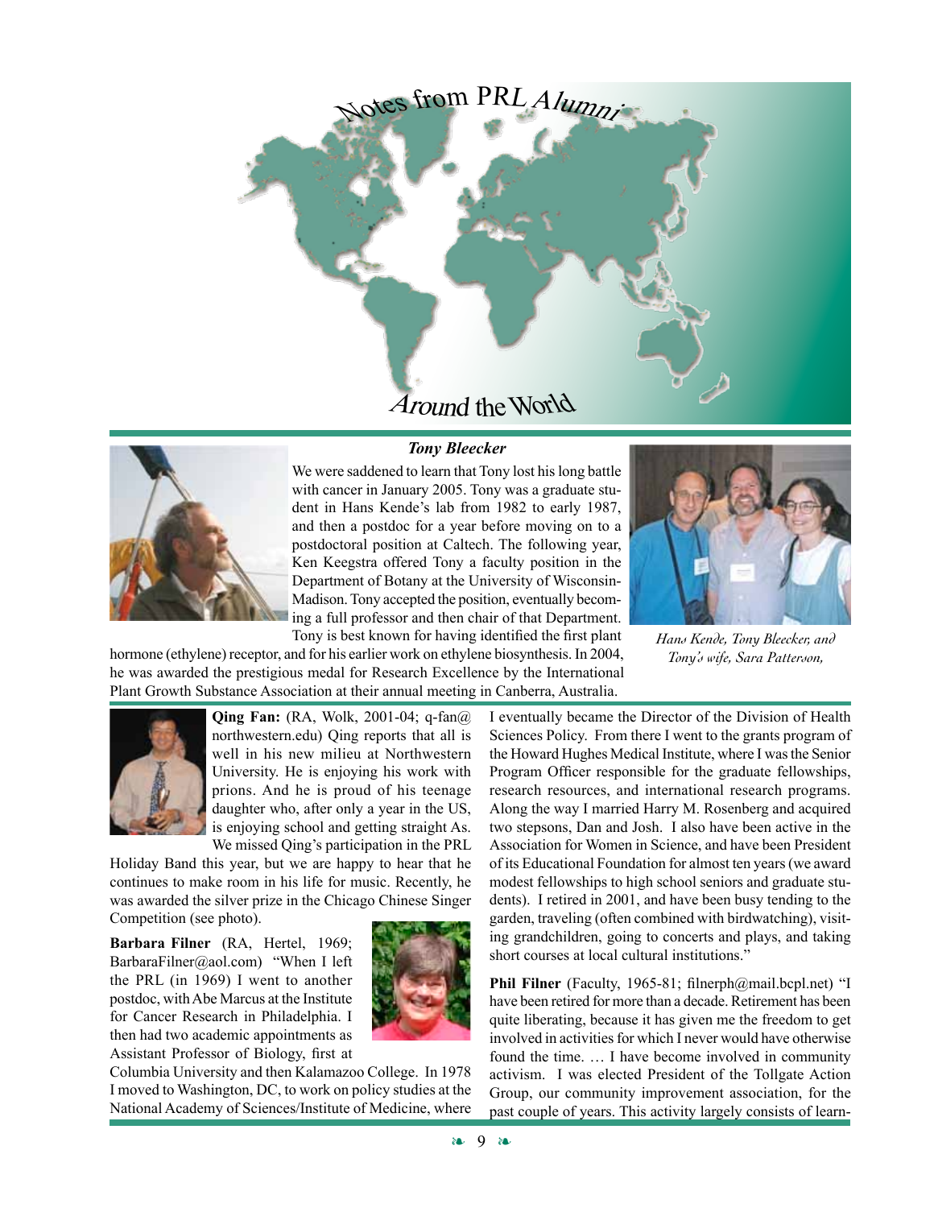# Notes from PRL Alumni Around the World

### *Tony Bleecker*

We were saddened to learn that Tony lost his long battle with cancer in January 2005. Tony was a graduate student in Hans Kende's lab from 1982 to early 1987, and then a postdoc for a year before moving on to a postdoctoral position at Caltech. The following year, Ken Keegstra offered Tony a faculty position in the Department of Botany at the University of Wisconsin-Madison. Tony accepted the position, eventually becoming a full professor and then chair of that Department. Tony is best known for having identified the first plant hormone (ethylene) receptor, and for his earlier work on ethylene biosynthesis. In 2004, he was awarded the prestigious medal for Research Excellence by the International Plant Growth Substance Association at their annual meeting in Canberra, Australia.

*Hans Kende, Tony Bleecker, and Tony's wife, Sara Patterson,*

**Qing Fan:** (RA, Wolk, 2001-04; q-fan@northwestern.edu) Qing reports that all is well in his new milieu at Northwestern University. He is enjoying his work with prions. And he is proud of his teenage daughter who, after only a year in the US, is enjoying school and getting straight As. We missed Qing's participation in the PRL Holiday Band this year, but we are happy to hear that he continues to make room in his life for music. Recently, he was awarded the silver prize in the Chicago Chinese Singer Competition (see photo).

**Barbara Filner** (RA, Hertel, 1969; BarbaraFilner@aol.com) "When I left the PRL (in 1969) I went to another postdoc, with Abe Marcus at the Institute for Cancer Research in Philadelphia. I then had two academic appointments as Assistant Professor of Biology, first at Columbia University and then Kalamazoo College. In 1978 I moved to Washington, DC, to work on policy studies at the National Academy of Sciences/Institute of Medicine, where I eventually became the Director of the Division of Health Sciences Policy. From there I went to the grants program of the Howard Hughes Medical Institute, where I was the Senior Program Officer responsible for the graduate fellowships, research resources, and international research programs. Along the way I married Harry M. Rosenberg and acquired two stepsons, Dan and Josh. I also have been active in the Association for Women in Science, and have been President of its Educational Foundation for almost ten years (we award modest fellowships to high school seniors and graduate students). I retired in 2001, and have been busy tending to the garden, traveling (often combined with birdwatching), visiting grandchildren, going to concerts and plays, and taking short courses at local cultural institutions."

**Phil Filner** (Faculty, 1965-81; filnerph@mail.bcpl.net) "I have been retired for more than a decade. Retirement has been quite liberating, because it has given me the freedom to get involved in activities for which I never would have otherwise found the time. … I have become involved in community activism. I was elected President of the Tollgate Action Group, our community improvement association, for the past couple of years. This activity largely consists of learn-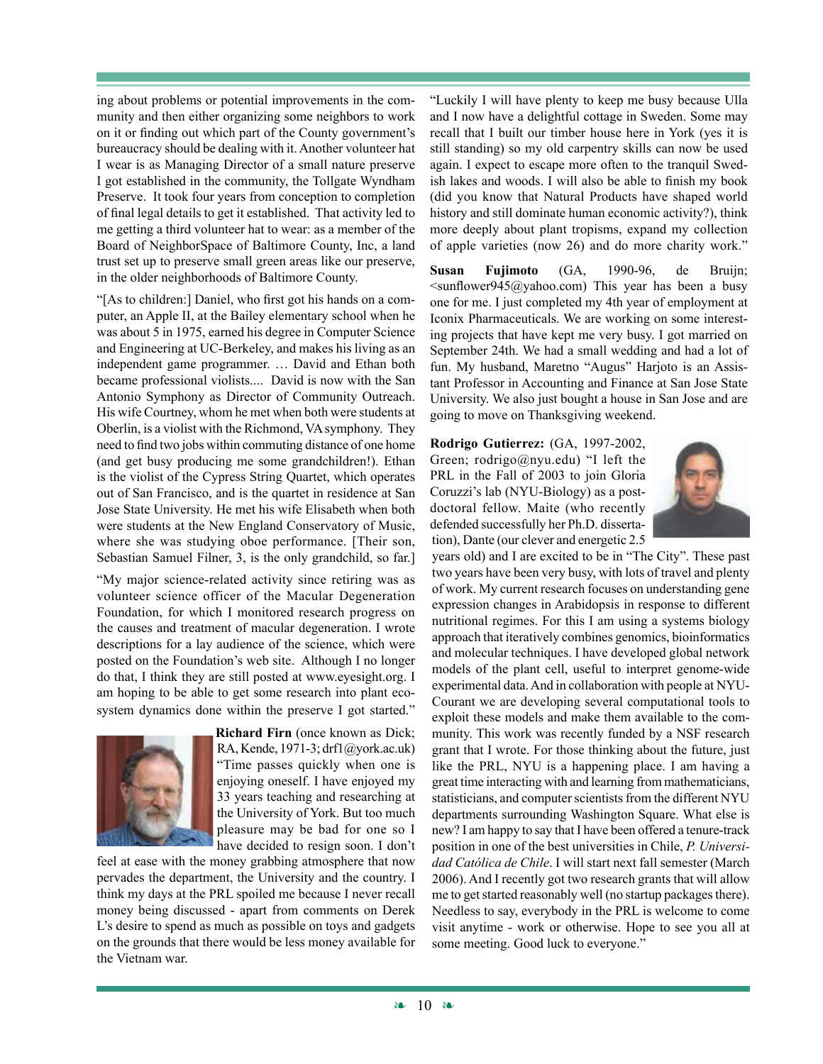ing about problems or potential improvements in the community and then either organizing some neighbors to work on it or finding out which part of the County government's bureaucracy should be dealing with it. Another volunteer hat I wear is as Managing Director of a small nature preserve I got established in the community, the Tollgate Wyndham Preserve. It took four years from conception to completion of final legal details to get it established. That activity led to me getting a third volunteer hat to wear: as a member of the Board of NeighborSpace of Baltimore County, Inc, a land trust set up to preserve small green areas like our preserve, in the older neighborhoods of Baltimore County.

"[As to children:] Daniel, who first got his hands on a computer, an Apple II, at the Bailey elementary school when he was about 5 in 1975, earned his degree in Computer Science and Engineering at UC-Berkeley, and makes his living as an independent game programmer. … David and Ethan both became professional violists.... David is now with the San Antonio Symphony as Director of Community Outreach. His wife Courtney, whom he met when both were students at Oberlin, is a violist with the Richmond, VA symphony. They need to find two jobs within commuting distance of one home (and get busy producing me some grandchildren!). Ethan is the violist of the Cypress String Quartet, which operates out of San Francisco, and is the quartet in residence at San Jose State University. He met his wife Elisabeth when both were students at the New England Conservatory of Music, where she was studying oboe performance. [Their son, Sebastian Samuel Filner, 3, is the only grandchild, so far.]

"My major science-related activity since retiring was as volunteer science officer of the Macular Degeneration Foundation, for which I monitored research progress on the causes and treatment of macular degeneration. I wrote descriptions for a lay audience of the science, which were posted on the Foundation's web site. Although I no longer do that, I think they are still posted at www.eyesight.org. I am hoping to be able to get some research into plant ecosystem dynamics done within the preserve I got started."

**Richard Firn** (once known as Dick; RA, Kende, 1971-3; drf1@york.ac.uk) "Time passes quickly when one is enjoying oneself. I have enjoyed my 33 years teaching and researching at the University of York. But too much pleasure may be bad for one so I have decided to resign soon. I don't feel at ease with the money grabbing atmosphere that now pervades the department, the University and the country. I think my days at the PRL spoiled me because I never recall money being discussed - apart from comments on Derek L's desire to spend as much as possible on toys and gadgets on the grounds that there would be less money available for the Vietnam war.

"Luckily I will have plenty to keep me busy because Ulla and I now have a delightful cottage in Sweden. Some may recall that I built our timber house here in York (yes it is still standing) so my old carpentry skills can now be used again. I expect to escape more often to the tranquil Swedish lakes and woods. I will also be able to finish my book (did you know that Natural Products have shaped world history and still dominate human economic activity?), think more deeply about plant tropisms, expand my collection of apple varieties (now 26) and do more charity work."

**Susan Fujimoto** (GA, 1990-96, de Bruijn; <sunflower945@yahoo.com) This year has been a busy one for me. I just completed my 4th year of employment at Iconix Pharmaceuticals. We are working on some interesting projects that have kept me very busy. I got married on September 24th. We had a small wedding and had a lot of fun. My husband, Maretno "Augus" Harjoto is an Assistant Professor in Accounting and Finance at San Jose State University. We also just bought a house in San Jose and are going to move on Thanksgiving weekend.

**Rodrigo Gutierrez:** (GA, 1997-2002, Green; rodrigo@nyu.edu) "I left the PRL in the Fall of 2003 to join Gloria Coruzzi's lab (NYU-Biology) as a postdoctoral fellow. Maite (who recently defended successfully her Ph.D. dissertation), Dante (our clever and energetic 2.5 years old) and I are excited to be in "The City". These past two years have been very busy, with lots of travel and plenty of work. My current research focuses on understanding gene expression changes in Arabidopsis in response to different nutritional regimes. For this I am using a systems biology approach that iteratively combines genomics, bioinformatics and molecular techniques. I have developed global network models of the plant cell, useful to interpret genome-wide experimental data. And in collaboration with people at NYU-Courant we are developing several computational tools to exploit these models and make them available to the community. This work was recently funded by a NSF research grant that I wrote. For those thinking about the future, just like the PRL, NYU is a happening place. I am having a great time interacting with and learning from mathematicians, statisticians, and computer scientists from the different NYU departments surrounding Washington Square. What else is new? I am happy to say that I have been offered a tenure-track position in one of the best universities in Chile, *P. Universidad Católica de Chile*. I will start next fall semester (March 2006). And I recently got two research grants that will allow me to get started reasonably well (no startup packages there). Needless to say, everybody in the PRL is welcome to come visit anytime - work or otherwise. Hope to see you all at some meeting. Good luck to everyone."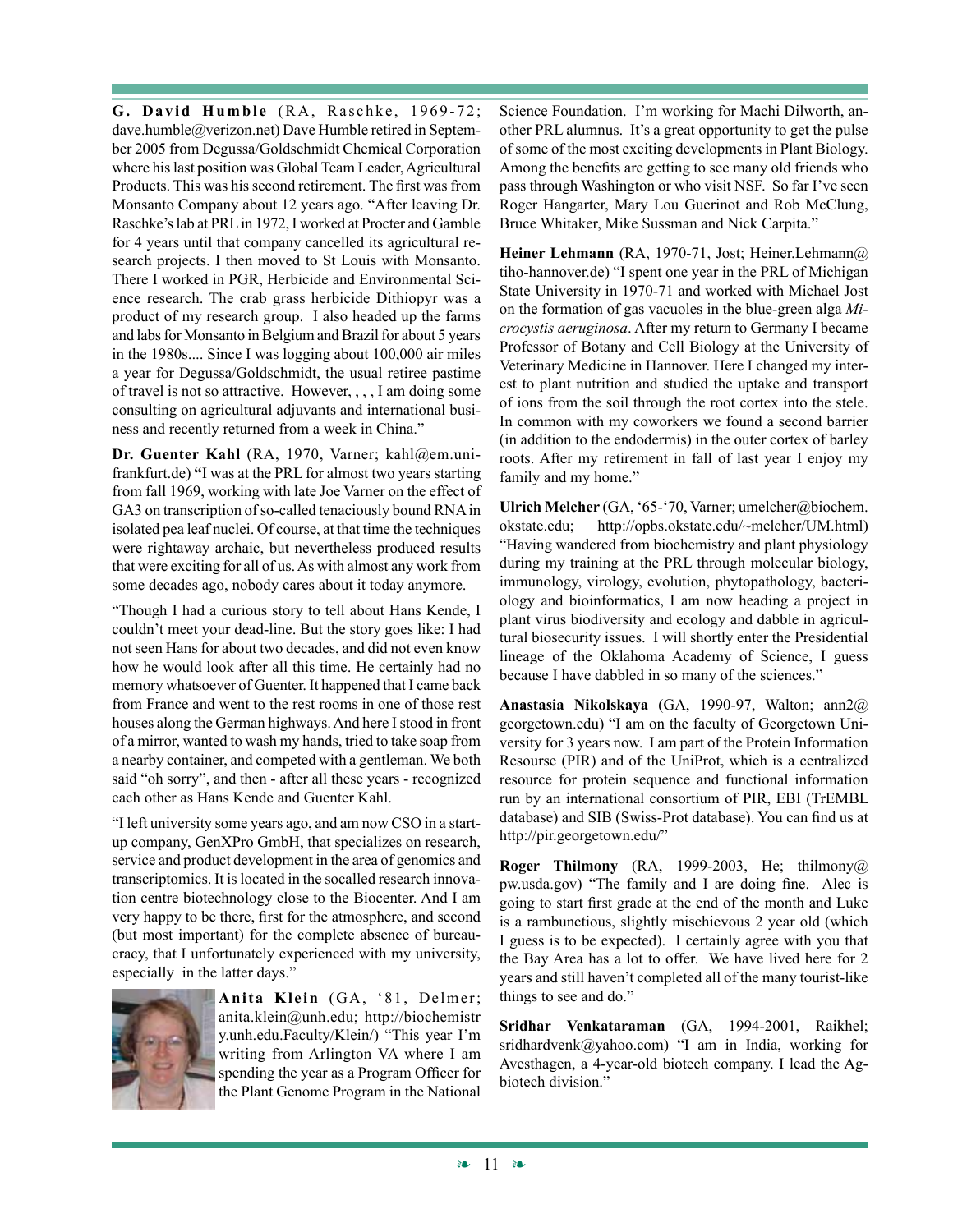**G. David Humble** (RA, Raschke, 1969-72; dave.humble@verizon.net) Dave Humble retired in September 2005 from Degussa/Goldschmidt Chemical Corporation where his last position was Global Team Leader, Agricultural Products. This was his second retirement. The first was from Monsanto Company about 12 years ago. "After leaving Dr. Raschke's lab at PRL in 1972, I worked at Procter and Gamble for 4 years until that company cancelled its agricultural research projects. I then moved to St Louis with Monsanto. There I worked in PGR, Herbicide and Environmental Science research. The crab grass herbicide Dithiopyr was a product of my research group. I also headed up the farms and labs for Monsanto in Belgium and Brazil for about 5 years in the 1980s.... Since I was logging about 100,000 air miles a year for Degussa/Goldschmidt, the usual retiree pastime of travel is not so attractive. However, , , , I am doing some consulting on agricultural adjuvants and international business and recently returned from a week in China."

**Dr. Guenter Kahl** (RA, 1970, Varner; kahl@em.uni-frankfurt.de) **"**I was at the PRL for almost two years starting from fall 1969, working with late Joe Varner on the effect of GA3 on transcription of so-called tenaciously bound RNA in isolated pea leaf nuclei. Of course, at that time the techniques were rightaway archaic, but nevertheless produced results that were exciting for all of us. As with almost any work from some decades ago, nobody cares about it today anymore.

"Though I had a curious story to tell about Hans Kende, I couldn't meet your dead-line. But the story goes like: I had not seen Hans for about two decades, and did not even know how he would look after all this time. He certainly had no memory whatsoever of Guenter. It happened that I came back from France and went to the rest rooms in one of those rest houses along the German highways. And here I stood in front of a mirror, wanted to wash my hands, tried to take soap from a nearby container, and competed with a gentleman. We both said "oh sorry", and then - after all these years - recognized each other as Hans Kende and Guenter Kahl.

"I left university some years ago, and am now CSO in a start-up company, GenXPro GmbH, that specializes on research, service and product development in the area of genomics and transcriptomics. It is located in the socalled research innovation centre biotechnology close to the Biocenter. And I am very happy to be there, first for the atmosphere, and second (but most important) for the complete absence of bureaucracy, that I unfortunately experienced with my university, especially in the latter days."

**Anita Klein** (GA, '81, Delmer; anita.klein@unh.edu; http://biochemistry.unh.edu.Faculty/Klein/) "This year I'm writing from Arlington VA where I am spending the year as a Program Officer for the Plant Genome Program in the National Science Foundation. I'm working for Machi Dilworth, another PRL alumnus. It's a great opportunity to get the pulse of some of the most exciting developments in Plant Biology. Among the benefits are getting to see many old friends who pass through Washington or who visit NSF. So far I've seen Roger Hangarter, Mary Lou Guerinot and Rob McClung, Bruce Whitaker, Mike Sussman and Nick Carpita."

**Heiner Lehmann** (RA, 1970-71, Jost; Heiner.Lehmann@tiho-hannover.de) "I spent one year in the PRL of Michigan State University in 1970-71 and worked with Michael Jost on the formation of gas vacuoles in the blue-green alga *Microcystis aeruginosa*. After my return to Germany I became Professor of Botany and Cell Biology at the University of Veterinary Medicine in Hannover. Here I changed my interest to plant nutrition and studied the uptake and transport of ions from the soil through the root cortex into the stele. In common with my coworkers we found a second barrier (in addition to the endodermis) in the outer cortex of barley roots. After my retirement in fall of last year I enjoy my family and my home."

**Ulrich Melcher** (GA, '65-'70, Varner; umelcher@biochem.okstate.edu; http://opbs.okstate.edu/~melcher/UM.html) "Having wandered from biochemistry and plant physiology during my training at the PRL through molecular biology, immunology, virology, evolution, phytopathology, bacteriology and bioinformatics, I am now heading a project in plant virus biodiversity and ecology and dabble in agricultural biosecurity issues. I will shortly enter the Presidential lineage of the Oklahoma Academy of Science, I guess because I have dabbled in so many of the sciences."

**Anastasia Nikolskaya** (GA, 1990-97, Walton; ann2@georgetown.edu) "I am on the faculty of Georgetown University for 3 years now. I am part of the Protein Information Resourse (PIR) and of the UniProt, which is a centralized resource for protein sequence and functional information run by an international consortium of PIR, EBI (TrEMBL database) and SIB (Swiss-Prot database). You can find us at http://pir.georgetown.edu/"

**Roger Thilmony** (RA, 1999-2003, He; thilmony@pw.usda.gov) "The family and I are doing fine. Alec is going to start first grade at the end of the month and Luke is a rambunctious, slightly mischievous 2 year old (which I guess is to be expected). I certainly agree with you that the Bay Area has a lot to offer. We have lived here for 2 years and still haven't completed all of the many tourist-like things to see and do."

**Sridhar Venkataraman** (GA, 1994-2001, Raikhel; sridhardvenk@yahoo.com) "I am in India, working for Avesthagen, a 4-year-old biotech company. I lead the Ag-biotech division."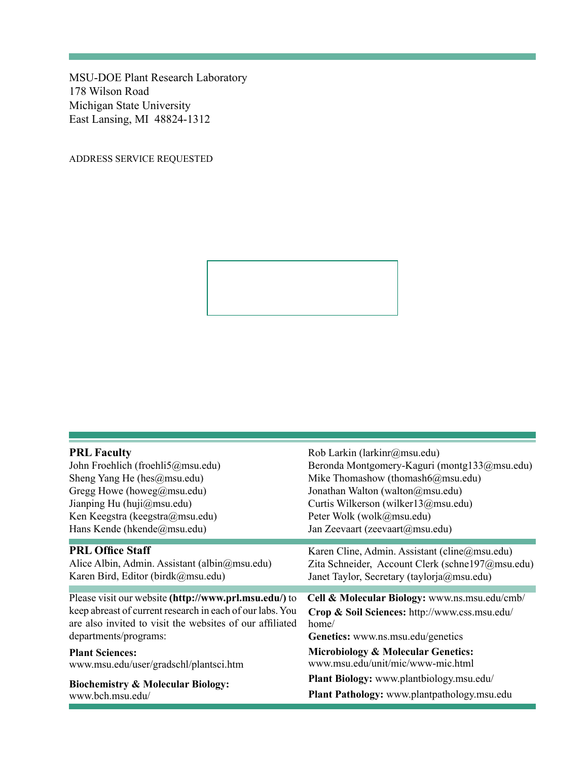MSU-DOE Plant Research Laboratory
178 Wilson Road
Michigan State University
East Lansing, MI 48824-1312

ADDRESS SERVICE REQUESTED

**PRL Faculty**

John Froehlich (froehli5@msu.edu)
Sheng Yang He (hes@msu.edu)
Gregg Howe (howeg@msu.edu)
Jianping Hu (huji@msu.edu)
Ken Keegstra (keegstra@msu.edu)
Hans Kende (hkende@msu.edu)
Rob Larkin (larkinr@msu.edu)
Beronda Montgomery-Kaguri (montg133@msu.edu)
Mike Thomashow (thomash6@msu.edu)
Jonathan Walton (walton@msu.edu)
Curtis Wilkerson (wilker13@msu.edu)
Peter Wolk (wolk@msu.edu)
Jan Zeevaart (zeevaart@msu.edu)

**PRL Office Staff**

Alice Albin, Admin. Assistant (albin@msu.edu)
Karen Bird, Editor (birdk@msu.edu)
Karen Cline, Admin. Assistant (cline@msu.edu)
Zita Schneider, Account Clerk (schne197@msu.edu)
Janet Taylor, Secretary (taylorja@msu.edu)

Please visit our website **(http://www.prl.msu.edu/)** to keep abreast of current research in each of our labs. You are also invited to visit the websites of our affiliated departments/programs:

**Plant Sciences:** www.msu.edu/user/gradschl/plantsci.htm

**Biochemistry & Molecular Biology:** www.bch.msu.edu/

**Cell & Molecular Biology:** www.ns.msu.edu/cmb/

**Crop & Soil Sciences:** http://www.css.msu.edu/home/

**Genetics:** www.ns.msu.edu/genetics

**Microbiology & Molecular Genetics:** www.msu.edu/unit/mic/www-mic.html

**Plant Biology:** www.plantbiology.msu.edu/

**Plant Pathology:** www.plantpathology.msu.edu